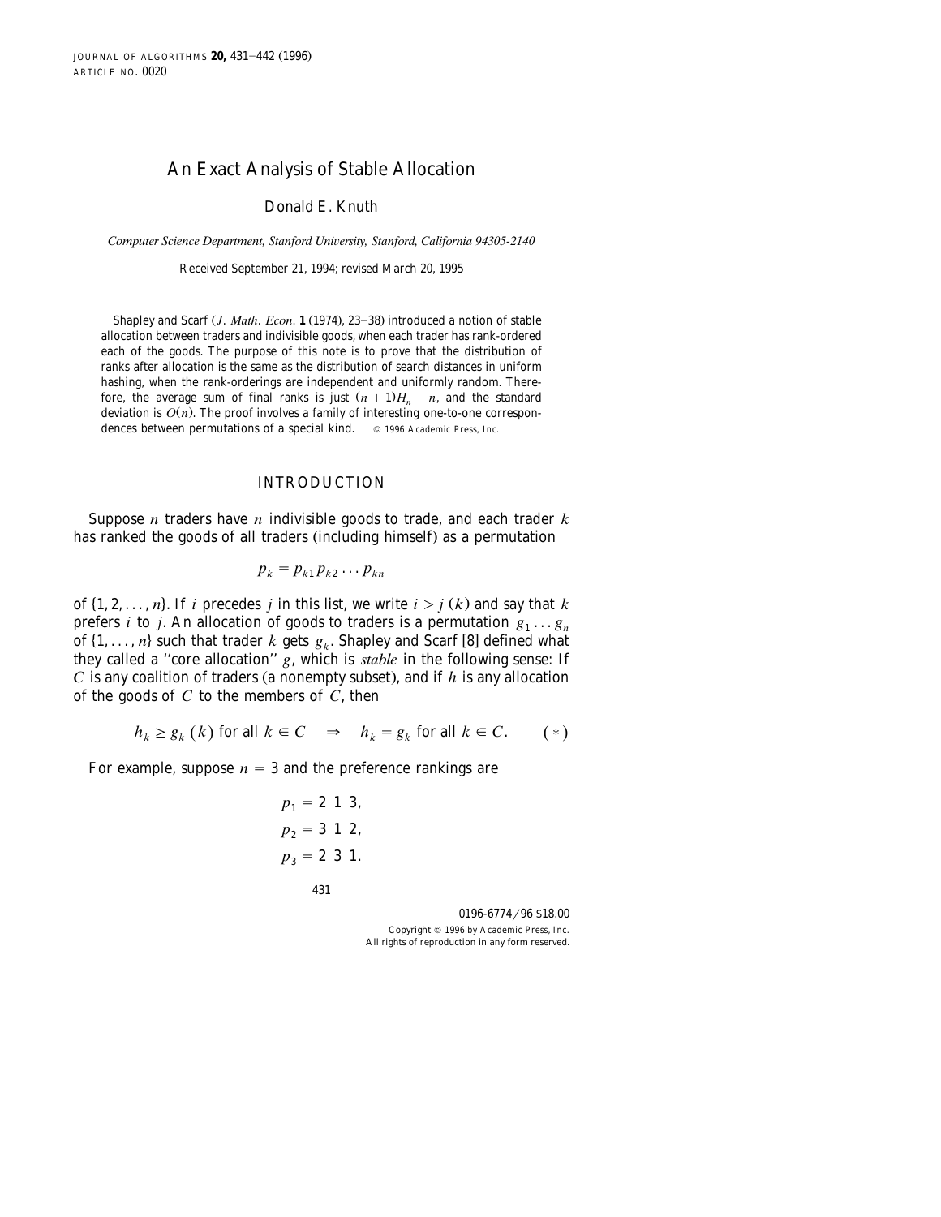# An Exact Analysis of Stable Allocation

Donald E. Knuth

*Computer Science Department, Stanford University, Stanford, California 94305-2140*

Received September 21, 1994; revised March 20, 1995

Shapley and Scarf (*J. Math. Econ.* **1** (1974), 23–38) introduced a notion of stable allocation between traders and indivisible goods, when each trader has rank-ordered each of the goods. The purpose of this note is to prove that the distribution of ranks after allocation is the same as the distribution of search distances in uniform hashing, when the rank-orderings are independent and uniformly random. Therefore, the average sum of final ranks is just $(n+1)H_n - n$, and the standard deviation is $O(n)$. The proof involves a family of interesting one-to-one correspondences between permutations of a special kind. © 1996 Academic Press, Inc.

## INTRODUCTION

Suppose $n$ traders have $n$ indivisible goods to trade, and each trader $k$ has ranked the goods of all traders (including himself) as a permutation

$$p_k = p_{k1} p_{k2} \dots p_{kn}$$

of $\{1, 2, \dots, n\}$. If $i$ precedes $j$ in this list, we write $i > j\ (k)$ and say that $k$ prefers $i$ to $j$. An allocation of goods to traders is a permutation $g_1 \dots g_n$ of $\{1, \dots, n\}$ such that trader $k$ gets $g_k$. Shapley and Scarf [8] defined what they called a "core allocation" $g$, which is *stable* in the following sense: If $C$ is any coalition of traders (a nonempty subset), and if $h$ is any allocation of the goods of $C$ to the members of $C$, then

$$h_k \geq g_k\ (k) \text{ for all } k \in C \quad \Rightarrow \quad h_k = g_k \text{ for all } k \in C. \qquad (*)$$

For example, suppose $n = 3$ and the preference rankings are

$$p_1 = 2\ 1\ 3,$$
$$p_2 = 3\ 1\ 2,$$
$$p_3 = 2\ 3\ 1.$$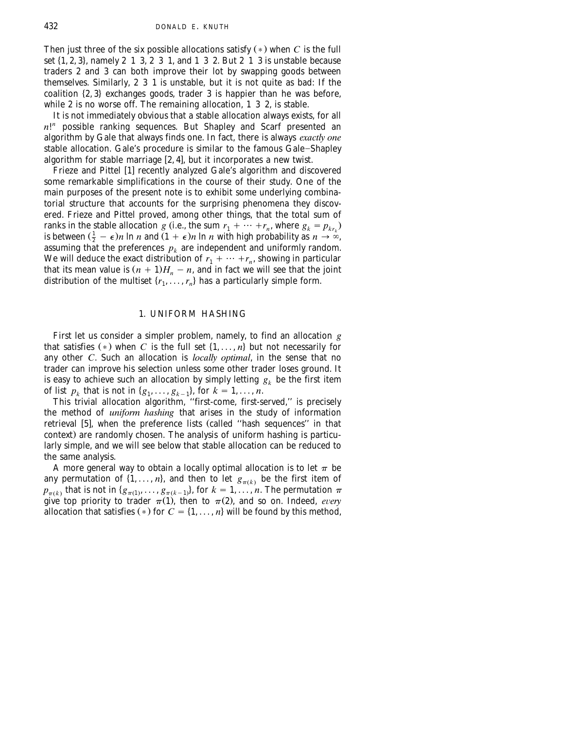Then just three of the six possible allocations satisfy $(*)$ when $C$ is the full set $\{1, 2, 3\}$, namely 2 1 3, 2 3 1, and 1 3 2. But 2 1 3 is unstable because traders 2 and 3 can both improve their lot by swapping goods between themselves. Similarly, 2 3 1 is unstable, but it is not quite as bad: If the coalition $\{2, 3\}$ exchanges goods, trader 3 is happier than he was before, while 2 is no worse off. The remaining allocation, 1 3 2, is stable.

It is not immediately obvious that a stable allocation always exists, for all $n!^n$ possible ranking sequences. But Shapley and Scarf presented an algorithm by Gale that always finds one. In fact, there is always *exactly one* stable allocation. Gale's procedure is similar to the famous Gale–Shapley algorithm for stable marriage [2, 4], but it incorporates a new twist.

Frieze and Pittel [1] recently analyzed Gale's algorithm and discovered some remarkable simplifications in the course of their study. One of the main purposes of the present note is to exhibit some underlying combinatorial structure that accounts for the surprising phenomena they discovered. Frieze and Pittel proved, among other things, that the total sum of ranks in the stable allocation $g$ (i.e., the sum $r_1 + \cdots + r_n$, where $g_k = p_{kr_k}$) is between $(\frac{1}{2} - \epsilon)n \ln n$ and $(1 + \epsilon)n \ln n$ with high probability as $n \to \infty$, assuming that the preferences $p_k$ are independent and uniformly random. We will deduce the exact distribution of $r_1 + \cdots + r_n$, showing in particular that its mean value is $(n + 1)H_n - n$, and in fact we will see that the joint distribution of the multiset $\{r_1, \ldots, r_n\}$ has a particularly simple form.

## 1. UNIFORM HASHING

First let us consider a simpler problem, namely, to find an allocation $g$ that satisfies $(*)$ when $C$ is the full set $\{1, \ldots, n\}$ but not necessarily for any other $C$. Such an allocation is *locally optimal*, in the sense that no trader can improve his selection unless some other trader loses ground. It is easy to achieve such an allocation by simply letting $g_k$ be the first item of list $p_k$ that is not in $\{g_1, \ldots, g_{k-1}\}$, for $k = 1, \ldots, n$.

This trivial allocation algorithm, "first-come, first-served," is precisely the method of *uniform hashing* that arises in the study of information retrieval [5], when the preference lists (called "hash sequences" in that context) are randomly chosen. The analysis of uniform hashing is particularly simple, and we will see below that stable allocation can be reduced to the same analysis.

A more general way to obtain a locally optimal allocation is to let $\pi$ be any permutation of $\{1, \ldots, n\}$, and then to let $g_{\pi(k)}$ be the first item of $p_{\pi(k)}$ that is not in $\{g_{\pi(1)}, \ldots, g_{\pi(k-1)}\}$, for $k = 1, \ldots, n$. The permutation $\pi$ give top priority to trader $\pi(1)$, then to $\pi(2)$, and so on. Indeed, *every* allocation that satisfies $(*)$ for $C = \{1, \ldots, n\}$ will be found by this method,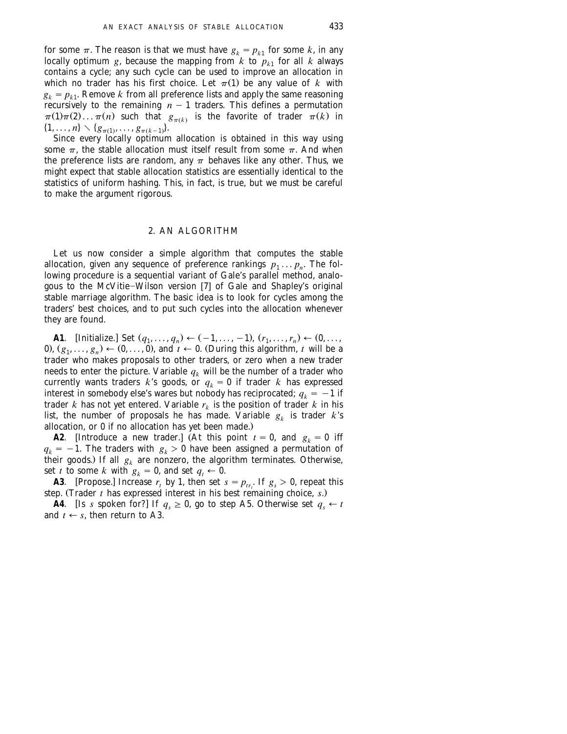for some $\pi$. The reason is that we must have $g_k = p_{k1}$ for some $k$, in any locally optimum $g$, because the mapping from $k$ to $p_{k1}$ for all $k$ always contains a cycle; any such cycle can be used to improve an allocation in which no trader has his first choice. Let $\pi(1)$ be any value of $k$ with $g_k = p_{k1}$. Remove $k$ from all preference lists and apply the same reasoning recursively to the remaining $n-1$ traders. This defines a permutation $\pi(1)\pi(2)\ldots\pi(n)$ such that $g_{\pi(k)}$ is the favorite of trader $\pi(k)$ in $\{1,\ldots,n\} \setminus \{g_{\pi(1)},\ldots,g_{\pi(k-1)}\}$.

Since every locally optimum allocation is obtained in this way using some $\pi$, the stable allocation must itself result from some $\pi$. And when the preference lists are random, any $\pi$ behaves like any other. Thus, we might expect that stable allocation statistics are essentially identical to the statistics of uniform hashing. This, in fact, is true, but we must be careful to make the argument rigorous.

## 2. AN ALGORITHM

Let us now consider a simple algorithm that computes the stable allocation, given any sequence of preference rankings $p_1 \ldots p_n$. The following procedure is a sequential variant of Gale's parallel method, analogous to the McVitie–Wilson version [7] of Gale and Shapley's original stable marriage algorithm. The basic idea is to look for cycles among the traders' best choices, and to put such cycles into the allocation whenever they are found.

**A1**. [Initialize.] Set $(q_1,\ldots,q_n) \leftarrow (-1,\ldots,-1)$, $(r_1,\ldots,r_n) \leftarrow (0,\ldots,0)$, $(g_1,\ldots,g_n) \leftarrow (0,\ldots,0)$, and $t \leftarrow 0$. (During this algorithm, $t$ will be a trader who makes proposals to other traders, or zero when a new trader needs to enter the picture. Variable $q_k$ will be the number of a trader who currently wants traders $k$'s goods, or $q_k = 0$ if trader $k$ has expressed interest in somebody else's wares but nobody has reciprocated; $q_k = -1$ if trader $k$ has not yet entered. Variable $r_k$ is the position of trader $k$ in his list, the number of proposals he has made. Variable $g_k$ is trader $k$'s allocation, or 0 if no allocation has yet been made.)

**A2**. [Introduce a new trader.] (At this point $t = 0$, and $g_k = 0$ iff $q_k = -1$. The traders with $g_k > 0$ have been assigned a permutation of their goods.) If all $g_k$ are nonzero, the algorithm terminates. Otherwise, set $t$ to some $k$ with $g_k = 0$, and set $q_t \leftarrow 0$.

**A3**. [Propose.] Increase $r_t$ by 1, then set $s = p_{tr_t}$. If $g_s > 0$, repeat this step. (Trader $t$ has expressed interest in his best remaining choice, $s$.)

**A4**. [Is $s$ spoken for?] If $q_s \geq 0$, go to step A5. Otherwise set $q_s \leftarrow t$ and $t \leftarrow s$, then return to A3.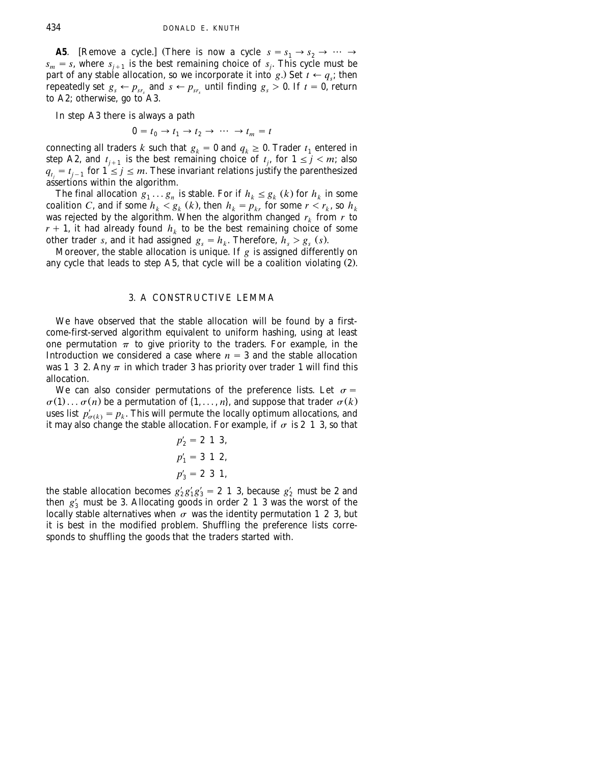**A5**. [Remove a cycle.] (There is now a cycle $s = s_1 \to s_2 \to \cdots \to s_m = s$, where $s_{j+1}$ is the best remaining choice of $s_j$. This cycle must be part of any stable allocation, so we incorporate it into $g$.) Set $t \leftarrow q_s$; then repeatedly set $g_s \leftarrow p_{sr_s}$ and $s \leftarrow p_{sr_s}$ until finding $g_s > 0$. If $t = 0$, return to A2; otherwise, go to A3.

In step A3 there is always a path

$$0 = t_0 \to t_1 \to t_2 \to \cdots \to t_m = t$$

connecting all traders $k$ such that $g_k = 0$ and $q_k \geq 0$. Trader $t_1$ entered in step A2, and $t_{j+1}$ is the best remaining choice of $t_j$, for $1 \leq j < m$; also $q_{t_j} = t_{j-1}$ for $1 \leq j \leq m$. These invariant relations justify the parenthesized assertions within the algorithm.

The final allocation $g_1 \ldots g_n$ is stable. For if $h_k \leq g_k$ $(k)$ for $h_k$ in some coalition $C$, and if some $h_k < g_k$ $(k)$, then $h_k = p_{kr}$ for some $r < r_k$, so $h_k$ was rejected by the algorithm. When the algorithm changed $r_k$ from $r$ to $r + 1$, it had already found $h_k$ to be the best remaining choice of some other trader $s$, and it had assigned $g_s = h_k$. Therefore, $h_s > g_s$ $(s)$.

Moreover, the stable allocation is unique. If $g$ is assigned differently on any cycle that leads to step A5, that cycle will be a coalition violating (2).

## 3. A CONSTRUCTIVE LEMMA

We have observed that the stable allocation will be found by a first-come-first-served algorithm equivalent to uniform hashing, using at least one permutation $\pi$ to give priority to the traders. For example, in the Introduction we considered a case where $n = 3$ and the stable allocation was 1 3 2. Any $\pi$ in which trader 3 has priority over trader 1 will find this allocation.

We can also consider permutations of the preference lists. Let $\sigma = \sigma(1) \ldots \sigma(n)$ be a permutation of $\{1, \ldots, n\}$, and suppose that trader $\sigma(k)$ uses list $p'_{\sigma(k)} = p_k$. This will permute the locally optimum allocations, and it may also change the stable allocation. For example, if $\sigma$ is 2 1 3, so that

$$p'_2 = 2\ 1\ 3,$$
$$p'_1 = 3\ 1\ 2,$$
$$p'_3 = 2\ 3\ 1,$$

the stable allocation becomes $g'_2 g'_1 g'_3 = 2\ 1\ 3$, because $g'_2$ must be 2 and then $g'_3$ must be 3. Allocating goods in order 2 1 3 was the worst of the locally stable alternatives when $\sigma$ was the identity permutation 1 2 3, but it is best in the modified problem. Shuffling the preference lists corresponds to shuffling the goods that the traders started with.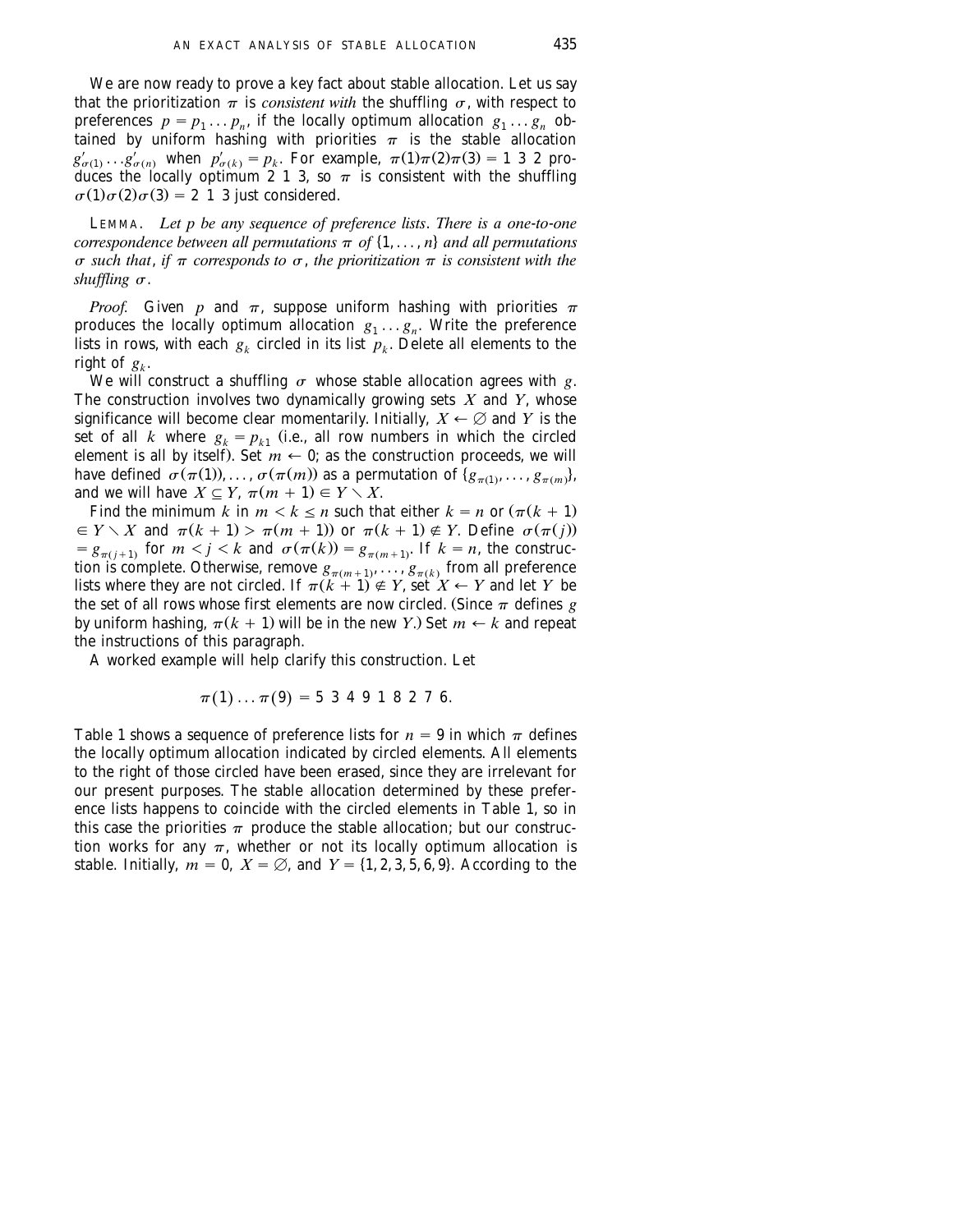We are now ready to prove a key fact about stable allocation. Let us say that the prioritization $\pi$ is *consistent with* the shuffling $\sigma$, with respect to preferences $p = p_1 \ldots p_n$, if the locally optimum allocation $g_1 \ldots g_n$ obtained by uniform hashing with priorities $\pi$ is the stable allocation $g'_{\sigma(1)} \ldots g'_{\sigma(n)}$ when $p'_{\sigma(k)} = p_k$. For example, $\pi(1)\pi(2)\pi(3) = 1\ 3\ 2$ produces the locally optimum $2\ 1\ 3$, so $\pi$ is consistent with the shuffling $\sigma(1)\sigma(2)\sigma(3) = 2\ 1\ 3$ just considered.

LEMMA. *Let $p$ be any sequence of preference lists. There is a one-to-one correspondence between all permutations $\pi$ of $\{1, \ldots, n\}$ and all permutations $\sigma$ such that, if $\pi$ corresponds to $\sigma$, the prioritization $\pi$ is consistent with the shuffling $\sigma$.*

*Proof.* Given $p$ and $\pi$, suppose uniform hashing with priorities $\pi$ produces the locally optimum allocation $g_1 \ldots g_n$. Write the preference lists in rows, with each $g_k$ circled in its list $p_k$. Delete all elements to the right of $g_k$.

We will construct a shuffling $\sigma$ whose stable allocation agrees with $g$. The construction involves two dynamically growing sets $X$ and $Y$, whose significance will become clear momentarily. Initially, $X \leftarrow \emptyset$ and $Y$ is the set of all $k$ where $g_k = p_{k1}$ (i.e., all row numbers in which the circled element is all by itself). Set $m \leftarrow 0$; as the construction proceeds, we will have defined $\sigma(\pi(1)), \ldots, \sigma(\pi(m))$ as a permutation of $\{g_{\pi(1)}, \ldots, g_{\pi(m)}\}$, and we will have $X \subseteq Y$, $\pi(m+1) \in Y \setminus X$.

Find the minimum $k$ in $m < k \leq n$ such that either $k = n$ or $(\pi(k+1) \in Y \setminus X$ and $\pi(k+1) > \pi(m+1))$ or $\pi(k+1) \notin Y$. Define $\sigma(\pi(j)) = g_{\pi(j+1)}$ for $m < j < k$ and $\sigma(\pi(k)) = g_{\pi(m+1)}$. If $k = n$, the construction is complete. Otherwise, remove $g_{\pi(m+1)}, \ldots, g_{\pi(k)}$ from all preference lists where they are not circled. If $\pi(k+1) \notin Y$, set $X \leftarrow Y$ and let $Y$ be the set of all rows whose first elements are now circled. (Since $\pi$ defines $g$ by uniform hashing, $\pi(k+1)$ will be in the new $Y$.) Set $m \leftarrow k$ and repeat the instructions of this paragraph.

A worked example will help clarify this construction. Let

$$\pi(1) \ldots \pi(9) = 5\ 3\ 4\ 9\ 1\ 8\ 2\ 7\ 6.$$

Table 1 shows a sequence of preference lists for $n = 9$ in which $\pi$ defines the locally optimum allocation indicated by circled elements. All elements to the right of those circled have been erased, since they are irrelevant for our present purposes. The stable allocation determined by these preference lists happens to coincide with the circled elements in Table 1, so in this case the priorities $\pi$ produce the stable allocation; but our construction works for any $\pi$, whether or not its locally optimum allocation is stable. Initially, $m = 0$, $X = \emptyset$, and $Y = \{1, 2, 3, 5, 6, 9\}$. According to the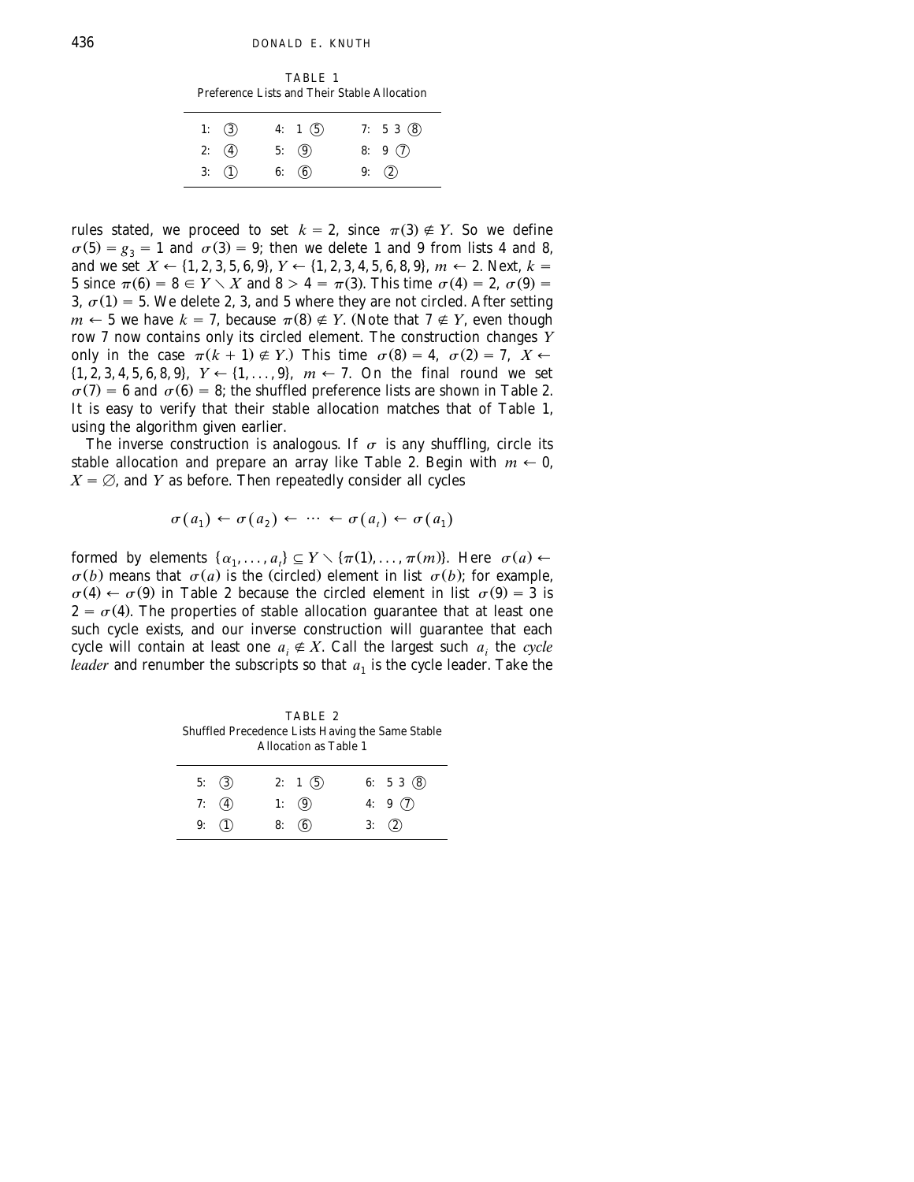TABLE 1
Preference Lists and Their Stable Allocation

| | | |
|---|---|---|
| 1: ③ | 4: 1 ⑤ | 7: 5 3 ⑧ |
| 2: ④ | 5: ⑨ | 8: 9 ⑦ |
| 3: ① | 6: ⑥ | 9: ② |

rules stated, we proceed to set $k = 2$, since $\pi(3) \notin Y$. So we define $\sigma(5) = g_3 = 1$ and $\sigma(3) = 9$; then we delete 1 and 9 from lists 4 and 8, and we set $X \leftarrow \{1, 2, 3, 5, 6, 9\}$, $Y \leftarrow \{1, 2, 3, 4, 5, 6, 8, 9\}$, $m \leftarrow 2$. Next, $k = 5$ since $\pi(6) = 8 \in Y \setminus X$ and $8 > 4 = \pi(3)$. This time $\sigma(4) = 2$, $\sigma(9) = 3$, $\sigma(1) = 5$. We delete 2, 3, and 5 where they are not circled. After setting $m \leftarrow 5$ we have $k = 7$, because $\pi(8) \notin Y$. (Note that $7 \notin Y$, even though row 7 now contains only its circled element. The construction changes $Y$ only in the case $\pi(k+1) \notin Y$.) This time $\sigma(8) = 4$, $\sigma(2) = 7$, $X \leftarrow \{1, 2, 3, 4, 5, 6, 8, 9\}$, $Y \leftarrow \{1, \dots, 9\}$, $m \leftarrow 7$. On the final round we set $\sigma(7) = 6$ and $\sigma(6) = 8$; the shuffled preference lists are shown in Table 2. It is easy to verify that their stable allocation matches that of Table 1, using the algorithm given earlier.

The inverse construction is analogous. If $\sigma$ is any shuffling, circle its stable allocation and prepare an array like Table 2. Begin with $m \leftarrow 0$, $X = \emptyset$, and $Y$ as before. Then repeatedly consider all cycles

$$\sigma(a_1) \leftarrow \sigma(a_2) \leftarrow \cdots \leftarrow \sigma(a_t) \leftarrow \sigma(a_1)$$

formed by elements $\{\alpha_1, \dots, a_t\} \subseteq Y \setminus \{\pi(1), \dots, \pi(m)\}$. Here $\sigma(a) \leftarrow \sigma(b)$ means that $\sigma(a)$ is the (circled) element in list $\sigma(b)$; for example, $\sigma(4) \leftarrow \sigma(9)$ in Table 2 because the circled element in list $\sigma(9) = 3$ is $2 = \sigma(4)$. The properties of stable allocation guarantee that at least one such cycle exists, and our inverse construction will guarantee that each cycle will contain at least one $a_i \notin X$. Call the largest such $a_i$ the *cycle leader* and renumber the subscripts so that $a_1$ is the cycle leader. Take the

TABLE 2
Shuffled Precedence Lists Having the Same Stable Allocation as Table 1

| | | |
|---|---|---|
| 5: ③ | 2: 1 ⑤ | 6: 5 3 ⑧ |
| 7: ④ | 1: ⑨ | 4: 9 ⑦ |
| 9: ① | 8: ⑥ | 3: ② |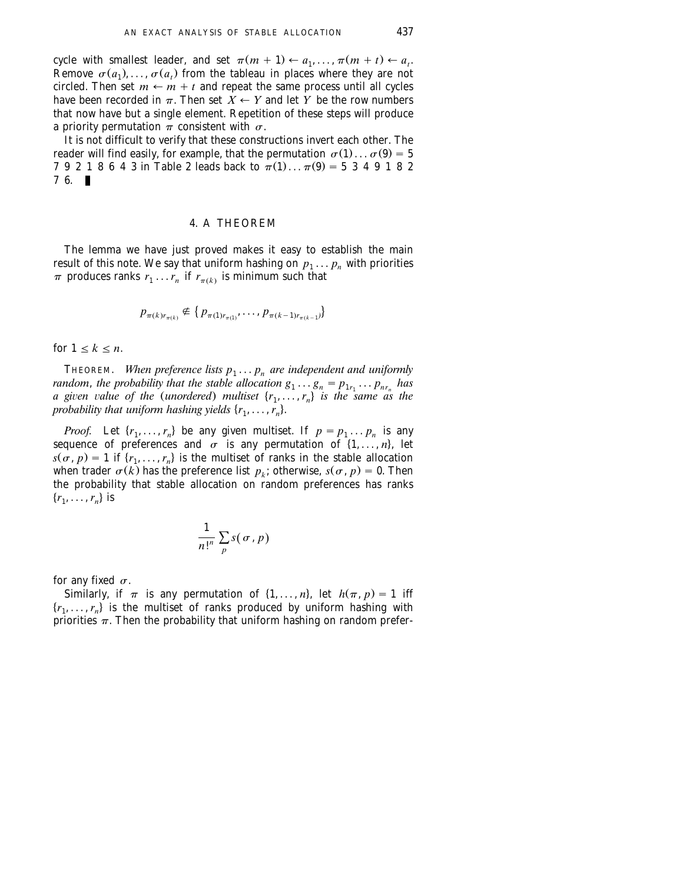cycle with smallest leader, and set $\pi(m+1) \leftarrow a_1, \ldots, \pi(m+t) \leftarrow a_t$. Remove $\sigma(a_1), \ldots, \sigma(a_t)$ from the tableau in places where they are not circled. Then set $m \leftarrow m + t$ and repeat the same process until all cycles have been recorded in $\pi$. Then set $X \leftarrow Y$ and let $Y$ be the row numbers that now have but a single element. Repetition of these steps will produce a priority permutation $\pi$ consistent with $\sigma$.

It is not difficult to verify that these constructions invert each other. The reader will find easily, for example, that the permutation $\sigma(1) \ldots \sigma(9) = 5\ 7\ 9\ 2\ 1\ 8\ 6\ 4\ 3$ in Table 2 leads back to $\pi(1) \ldots \pi(9) = 5\ 3\ 4\ 9\ 1\ 8\ 2\ 7\ 6$. ∎

## 4. A THEOREM

The lemma we have just proved makes it easy to establish the main result of this note. We say that uniform hashing on $p_1 \ldots p_n$ with priorities $\pi$ produces ranks $r_1 \ldots r_n$ if $r_{\pi(k)}$ is minimum such that

$$p_{\pi(k)r_{\pi(k)}} \notin \{ p_{\pi(1)r_{\pi(1)}}, \ldots, p_{\pi(k-1)r_{\pi(k-1)}} \}$$

for $1 \leq k \leq n$.

THEOREM. *When preference lists $p_1 \ldots p_n$ are independent and uniformly random, the probability that the stable allocation $g_1 \ldots g_n = p_{1r_1} \ldots p_{nr_n}$ has a given value of the (unordered) multiset $\{r_1, \ldots, r_n\}$ is the same as the probability that uniform hashing yields $\{r_1, \ldots, r_n\}$.*

*Proof.* Let $\{r_1, \ldots, r_n\}$ be any given multiset. If $p = p_1 \ldots p_n$ is any sequence of preferences and $\sigma$ is any permutation of $\{1, \ldots, n\}$, let $s(\sigma, p) = 1$ if $\{r_1, \ldots, r_n\}$ is the multiset of ranks in the stable allocation when trader $\sigma(k)$ has the preference list $p_k$; otherwise, $s(\sigma, p) = 0$. Then the probability that stable allocation on random preferences has ranks $\{r_1, \ldots, r_n\}$ is

$$\frac{1}{n!^n} \sum_p s(\sigma, p)$$

for any fixed $\sigma$.

Similarly, if $\pi$ is any permutation of $\{1, \ldots, n\}$, let $h(\pi, p) = 1$ iff $\{r_1, \ldots, r_n\}$ is the multiset of ranks produced by uniform hashing with priorities $\pi$. Then the probability that uniform hashing on random prefer-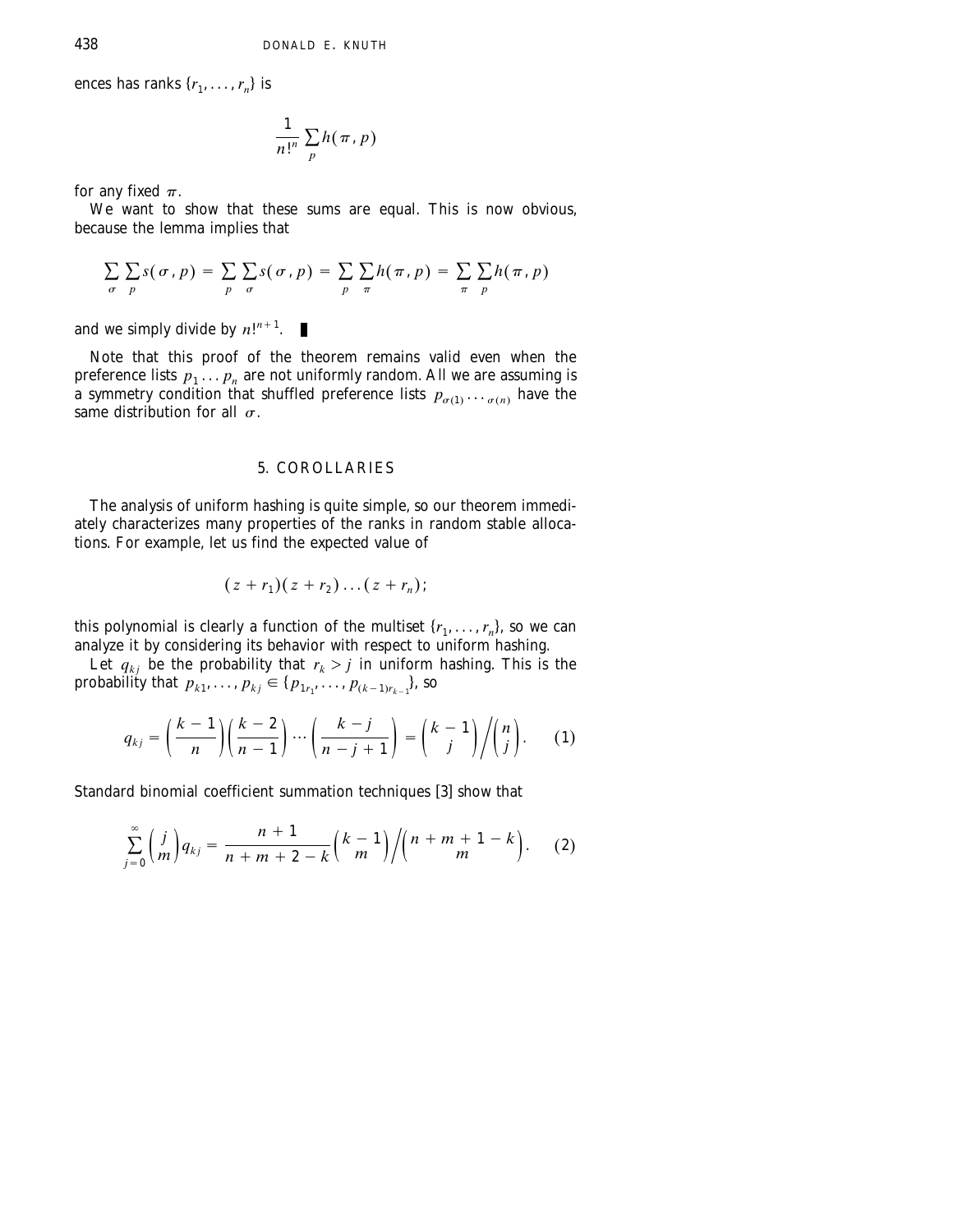ences has ranks $\{r_1, \ldots, r_n\}$ is

$$\frac{1}{n!^n} \sum_p h(\pi, p)$$

for any fixed $\pi$.

We want to show that these sums are equal. This is now obvious, because the lemma implies that

$$\sum_\sigma \sum_p s(\sigma, p) = \sum_p \sum_\sigma s(\sigma, p) = \sum_p \sum_\pi h(\pi, p) = \sum_\pi \sum_p h(\pi, p)$$

and we simply divide by $n!^{n+1}$. ∎

Note that this proof of the theorem remains valid even when the preference lists $p_1 \ldots p_n$ are not uniformly random. All we are assuming is a symmetry condition that shuffled preference lists $p_{\sigma(1)} \cdots {}_{\sigma(n)}$ have the same distribution for all $\sigma$.

## 5. COROLLARIES

The analysis of uniform hashing is quite simple, so our theorem immediately characterizes many properties of the ranks in random stable allocations. For example, let us find the expected value of

$$(z + r_1)(z + r_2) \ldots (z + r_n);$$

this polynomial is clearly a function of the multiset $\{r_1, \ldots, r_n\}$, so we can analyze it by considering its behavior with respect to uniform hashing.

Let $q_{kj}$ be the probability that $r_k > j$ in uniform hashing. This is the probability that $p_{k1}, \ldots, p_{kj} \in \{p_{1r_1}, \ldots, p_{(k-1)r_{k-1}}\}$, so

$$q_{kj} = \left(\frac{k-1}{n}\right)\left(\frac{k-2}{n-1}\right) \cdots \left(\frac{k-j}{n-j+1}\right) = \binom{k-1}{j} \bigg/ \binom{n}{j}. \qquad (1)$$

Standard binomial coefficient summation techniques [3] show that

$$\sum_{j=0}^{\infty} \binom{j}{m} q_{kj} = \frac{n+1}{n+m+2-k} \binom{k-1}{m} \bigg/ \binom{n+m+1-k}{m}. \qquad (2)$$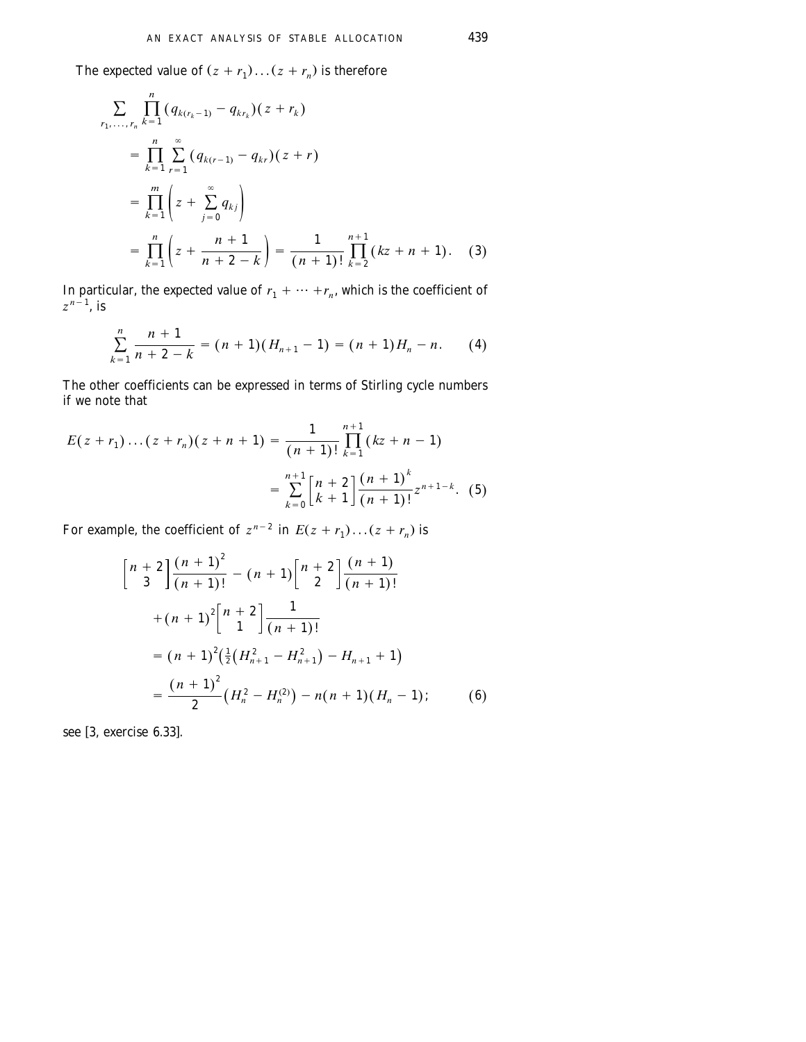The expected value of $(z + r_1) \dots (z + r_n)$ is therefore

$$
\begin{aligned}
\sum_{r_1, \dots, r_n} \prod_{k=1}^{n} (q_{k(r_k - 1)} - q_{kr_k})(z + r_k)
&= \prod_{k=1}^{n} \sum_{r=1}^{\infty} (q_{k(r-1)} - q_{kr})(z + r) \\
&= \prod_{k=1}^{m} \left( z + \sum_{j=0}^{\infty} q_{kj} \right) \\
&= \prod_{k=1}^{n} \left( z + \frac{n+1}{n+2-k} \right) = \frac{1}{(n+1)!} \prod_{k=2}^{n+1} (kz + n + 1). \qquad (3)
\end{aligned}
$$

In particular, the expected value of $r_1 + \cdots + r_n$, which is the coefficient of $z^{n-1}$, is

$$
\sum_{k=1}^{n} \frac{n+1}{n+2-k} = (n+1)(H_{n+1} - 1) = (n+1)H_n - n. \qquad (4)
$$

The other coefficients can be expressed in terms of Stirling cycle numbers if we note that

$$
\begin{aligned}
E(z + r_1) \dots (z + r_n)(z + n + 1) &= \frac{1}{(n+1)!} \prod_{k=1}^{n+1} (kz + n - 1) \\
&= \sum_{k=0}^{n+1} \begin{bmatrix} n+2 \\ k+1 \end{bmatrix} \frac{(n+1)^k}{(n+1)!} z^{n+1-k}. \qquad (5)
\end{aligned}
$$

For example, the coefficient of $z^{n-2}$ in $E(z + r_1) \dots (z + r_n)$ is

$$
\begin{aligned}
&\begin{bmatrix} n+2 \\ 3 \end{bmatrix} \frac{(n+1)^2}{(n+1)!} - (n+1) \begin{bmatrix} n+2 \\ 2 \end{bmatrix} \frac{(n+1)}{(n+1)!} \\
&\quad + (n+1)^2 \begin{bmatrix} n+2 \\ 1 \end{bmatrix} \frac{1}{(n+1)!} \\
&= (n+1)^2 \left( \tfrac{1}{2} \left( H_{n+1}^2 - H_{n+1}^{2} \right) - H_{n+1} + 1 \right) \\
&= \frac{(n+1)^2}{2} \left( H_n^2 - H_n^{(2)} \right) - n(n+1)(H_n - 1); \qquad (6)
\end{aligned}
$$

see [3, exercise 6.33].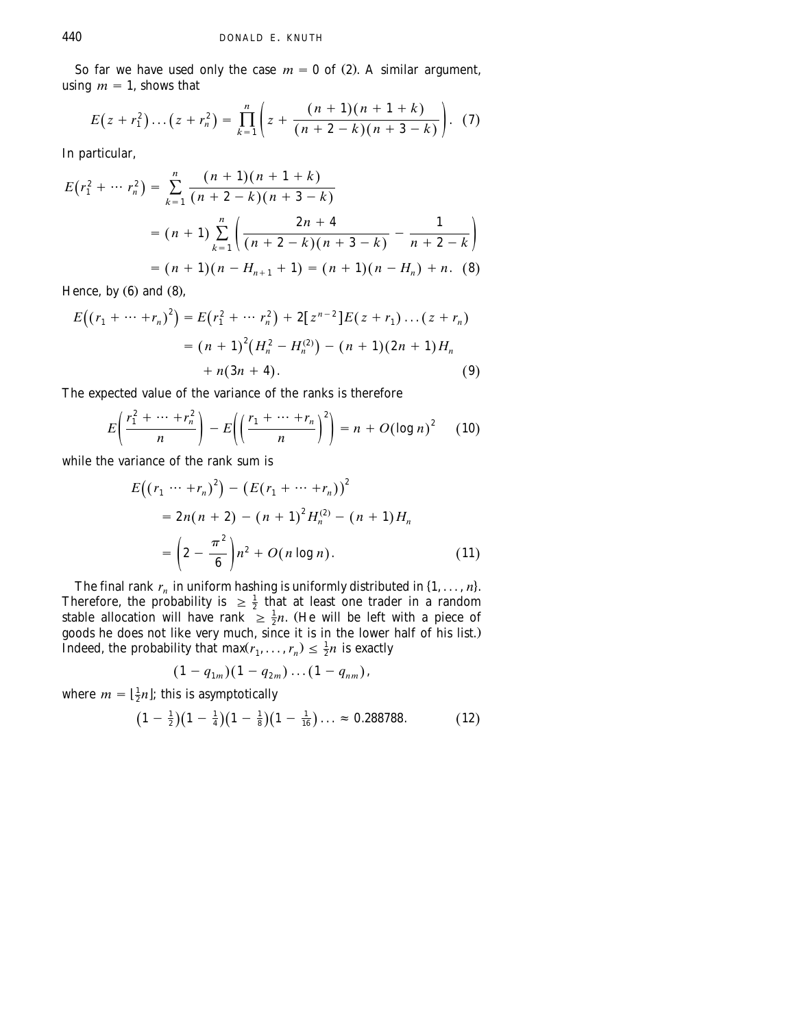So far we have used only the case $m = 0$ of (2). A similar argument, using $m = 1$, shows that

$$E\left(z + r_1^2\right) \ldots \left(z + r_n^2\right) = \prod_{k=1}^{n} \left( z + \frac{(n+1)(n+1+k)}{(n+2-k)(n+3-k)} \right). \quad (7)$$

In particular,

$$\begin{aligned} E\left(r_1^2 + \cdots r_n^2\right) &= \sum_{k=1}^{n} \frac{(n+1)(n+1+k)}{(n+2-k)(n+3-k)} \\ &= (n+1) \sum_{k=1}^{n} \left( \frac{2n+4}{(n+2-k)(n+3-k)} - \frac{1}{n+2-k} \right) \\ &= (n+1)(n - H_{n+1} + 1) = (n+1)(n - H_n) + n. \quad (8) \end{aligned}$$

Hence, by (6) and (8),

$$\begin{aligned} E\left((r_1 + \cdots + r_n)^2\right) &= E\left(r_1^2 + \cdots r_n^2\right) + 2[z^{n-2}]E(z + r_1) \ldots (z + r_n) \\ &= (n+1)^2\left(H_n^2 - H_n^{(2)}\right) - (n+1)(2n+1)H_n \\ &\quad + n(3n+4). \quad (9) \end{aligned}$$

The expected value of the variance of the ranks is therefore

$$E\left( \frac{r_1^2 + \cdots + r_n^2}{n} \right) - E\left( \left( \frac{r_1 + \cdots + r_n}{n} \right)^2 \right) = n + O(\log n)^2 \quad (10)$$

while the variance of the rank sum is

$$\begin{aligned} &E\left((r_1 \cdots + r_n)^2\right) - \left(E(r_1 + \cdots + r_n)\right)^2 \\ &\quad = 2n(n+2) - (n+1)^2 H_n^{(2)} - (n+1)H_n \\ &\quad = \left(2 - \frac{\pi^2}{6}\right)n^2 + O(n \log n). \quad (11) \end{aligned}$$

The final rank $r_n$ in uniform hashing is uniformly distributed in $\{1, \ldots, n\}$. Therefore, the probability is $\geq \frac{1}{2}$ that at least one trader in a random stable allocation will have rank $\geq \frac{1}{2}n$. (He will be left with a piece of goods he does not like very much, since it is in the lower half of his list.) Indeed, the probability that $\max(r_1, \ldots, r_n) \leq \frac{1}{2}n$ is exactly

$$(1 - q_{1m})(1 - q_{2m}) \ldots (1 - q_{nm}),$$

where $m = \lfloor \frac{1}{2}n \rfloor$; this is asymptotically

$$\left(1 - \tfrac{1}{2}\right)\left(1 - \tfrac{1}{4}\right)\left(1 - \tfrac{1}{8}\right)\left(1 - \tfrac{1}{16}\right) \ldots \approx 0.288788. \quad (12)$$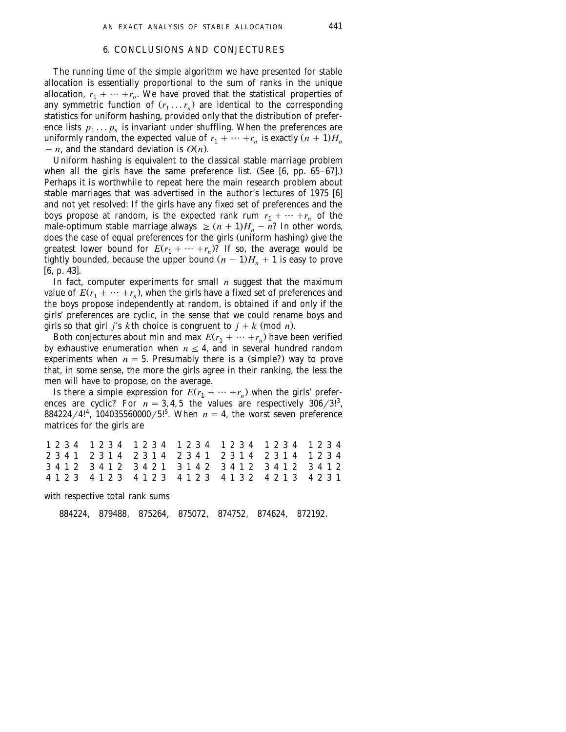## 6. CONCLUSIONS AND CONJECTURES

The running time of the simple algorithm we have presented for stable allocation is essentially proportional to the sum of ranks in the unique allocation, $r_1 + \cdots + r_n$. We have proved that the statistical properties of any symmetric function of $(r_1 \ldots r_n)$ are identical to the corresponding statistics for uniform hashing, provided only that the distribution of preference lists $p_1 \ldots p_n$ is invariant under shuffling. When the preferences are uniformly random, the expected value of $r_1 + \cdots + r_n$ is exactly $(n+1)H_n - n$, and the standard deviation is $O(n)$.

Uniform hashing is equivalent to the classical stable marriage problem when all the girls have the same preference list. (See [6, pp. 65–67].) Perhaps it is worthwhile to repeat here the main research problem about stable marriages that was advertised in the author's lectures of 1975 [6] and not yet resolved: If the girls have any fixed set of preferences and the boys propose at random, is the expected rank rum $r_1 + \cdots + r_n$ of the male-optimum stable marriage always $\geq (n+1)H_n - n$? In other words, does the case of equal preferences for the girls (uniform hashing) give the greatest lower bound for $E(r_1 + \cdots + r_n)$? If so, the average would be tightly bounded, because the upper bound $(n-1)H_n + 1$ is easy to prove [6, p. 43].

In fact, computer experiments for small $n$ suggest that the maximum value of $E(r_1 + \cdots + r_n)$, when the girls have a fixed set of preferences and the boys propose independently at random, is obtained if and only if the girls' preferences are cyclic, in the sense that we could rename boys and girls so that girl $j$'s $k$th choice is congruent to $j + k \pmod n$.

Both conjectures about min and max $E(r_1 + \cdots + r_n)$ have been verified by exhaustive enumeration when $n \leq 4$, and in several hundred random experiments when $n = 5$. Presumably there is a (simple?) way to prove that, in some sense, the more the girls agree in their ranking, the less the men will have to propose, on the average.

Is there a simple expression for $E(r_1 + \cdots + r_n)$ when the girls' preferences are cyclic? For $n = 3, 4, 5$ the values are respectively $306/3!^3$, $884224/4!^4$, $104035560000/5!^5$. When $n = 4$, the worst seven preference matrices for the girls are

```
1 2 3 4   1 2 3 4   1 2 3 4   1 2 3 4   1 2 3 4   1 2 3 4   1 2 3 4
2 3 4 1   2 3 1 4   2 3 1 4   2 3 4 1   2 3 1 4   2 3 1 4   1 2 3 4
3 4 1 2   3 4 1 2   3 4 2 1   3 1 4 2   3 4 1 2   3 4 1 2   3 4 1 2
4 1 2 3   4 1 2 3   4 1 2 3   4 1 2 3   4 1 3 2   4 2 1 3   4 2 3 1
```

with respective total rank sums

884224, 879488, 875264, 875072, 874752, 874624, 872192.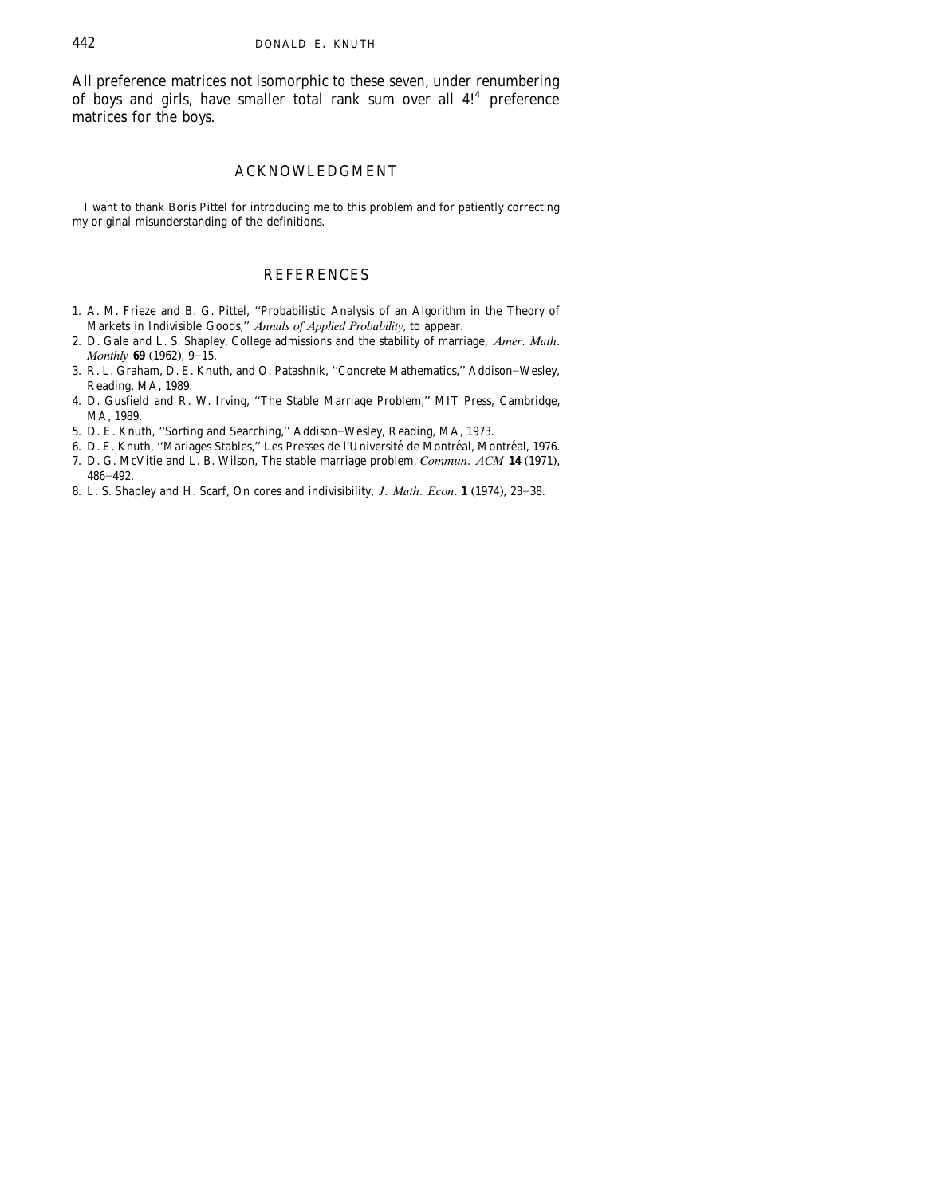All preference matrices not isomorphic to these seven, under renumbering of boys and girls, have smaller total rank sum over all $4!^4$ preference matrices for the boys.

## ACKNOWLEDGMENT

I want to thank Boris Pittel for introducing me to this problem and for patiently correcting my original misunderstanding of the definitions.

## REFERENCES

1. A. M. Frieze and B. G. Pittel, "Probabilistic Analysis of an Algorithm in the Theory of Markets in Indivisible Goods," *Annals of Applied Probability*, to appear.
2. D. Gale and L. S. Shapley, College admissions and the stability of marriage, *Amer. Math. Monthly* **69** (1962), 9–15.
3. R. L. Graham, D. E. Knuth, and O. Patashnik, "Concrete Mathematics," Addison–Wesley, Reading, MA, 1989.
4. D. Gusfield and R. W. Irving, "The Stable Marriage Problem," MIT Press, Cambridge, MA, 1989.
5. D. E. Knuth, "Sorting and Searching," Addison–Wesley, Reading, MA, 1973.
6. D. E. Knuth, "Mariages Stables," Les Presses de l'Université de Montréal, Montréal, 1976.
7. D. G. McVitie and L. B. Wilson, The stable marriage problem, *Commun. ACM* **14** (1971), 486–492.
8. L. S. Shapley and H. Scarf, On cores and indivisibility, *J. Math. Econ.* **1** (1974), 23–38.